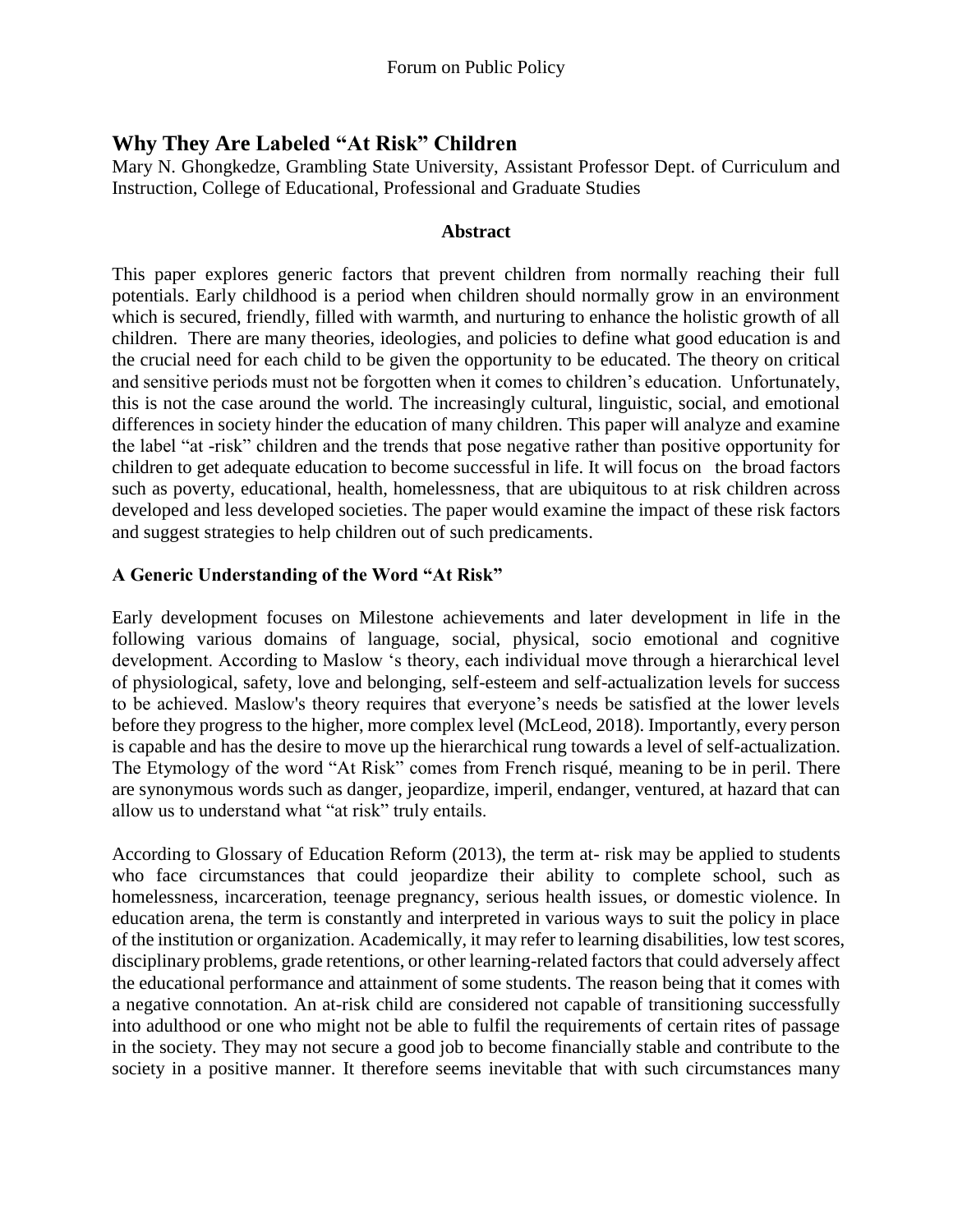# Why They Are Labeled "At Risk" Children

Mary N. Ghongkedze, Grambling State University, Assistant Professor Dept. of Curriculum and Instruction, College of Educational, Professional and Graduate Studies

**Abstract**

This paper explores generic factors that prevent children from normally reaching their full potentials. Early childhood is a period when children should normally grow in an environment which is secured, friendly, filled with warmth, and nurturing to enhance the holistic growth of all children. There are many theories, ideologies, and policies to define what good education is and the crucial need for each child to be given the opportunity to be educated. The theory on critical and sensitive periods must not be forgotten when it comes to children's education. Unfortunately, this is not the case around the world. The increasingly cultural, linguistic, social, and emotional differences in society hinder the education of many children. This paper will analyze and examine the label "at -risk" children and the trends that pose negative rather than positive opportunity for children to get adequate education to become successful in life. It will focus on the broad factors such as poverty, educational, health, homelessness, that are ubiquitous to at risk children across developed and less developed societies. The paper would examine the impact of these risk factors and suggest strategies to help children out of such predicaments.

## A Generic Understanding of the Word "At Risk"

Early development focuses on Milestone achievements and later development in life in the following various domains of language, social, physical, socio emotional and cognitive development. According to Maslow 's theory, each individual move through a hierarchical level of physiological, safety, love and belonging, self-esteem and self-actualization levels for success to be achieved. Maslow's theory requires that everyone's needs be satisfied at the lower levels before they progress to the higher, more complex level (McLeod, 2018). Importantly, every person is capable and has the desire to move up the hierarchical rung towards a level of self-actualization. The Etymology of the word "At Risk" comes from French risqué, meaning to be in peril. There are synonymous words such as danger, jeopardize, imperil, endanger, ventured, at hazard that can allow us to understand what "at risk" truly entails.

According to Glossary of Education Reform (2013), the term at- risk may be applied to students who face circumstances that could jeopardize their ability to complete school, such as homelessness, incarceration, teenage pregnancy, serious health issues, or domestic violence. In education arena, the term is constantly and interpreted in various ways to suit the policy in place of the institution or organization. Academically, it may refer to learning disabilities, low test scores, disciplinary problems, grade retentions, or other learning-related factors that could adversely affect the educational performance and attainment of some students. The reason being that it comes with a negative connotation. An at-risk child are considered not capable of transitioning successfully into adulthood or one who might not be able to fulfil the requirements of certain rites of passage in the society. They may not secure a good job to become financially stable and contribute to the society in a positive manner. It therefore seems inevitable that with such circumstances many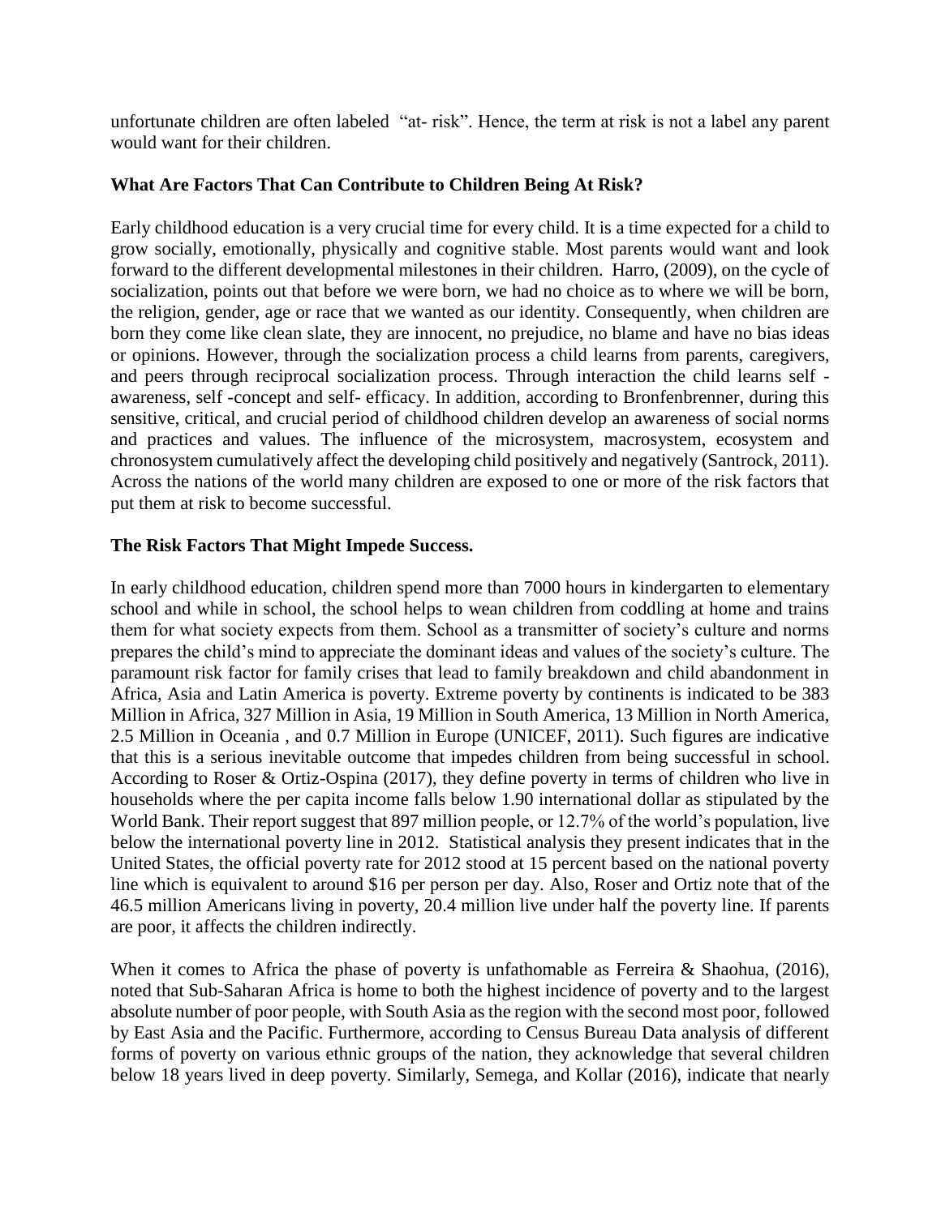unfortunate children are often labeled "at- risk". Hence, the term at risk is not a label any parent would want for their children.

**What Are Factors That Can Contribute to Children Being At Risk?**

Early childhood education is a very crucial time for every child. It is a time expected for a child to grow socially, emotionally, physically and cognitive stable. Most parents would want and look forward to the different developmental milestones in their children. Harro, (2009), on the cycle of socialization, points out that before we were born, we had no choice as to where we will be born, the religion, gender, age or race that we wanted as our identity. Consequently, when children are born they come like clean slate, they are innocent, no prejudice, no blame and have no bias ideas or opinions. However, through the socialization process a child learns from parents, caregivers, and peers through reciprocal socialization process. Through interaction the child learns self - awareness, self -concept and self- efficacy. In addition, according to Bronfenbrenner, during this sensitive, critical, and crucial period of childhood children develop an awareness of social norms and practices and values. The influence of the microsystem, macrosystem, ecosystem and chronosystem cumulatively affect the developing child positively and negatively (Santrock, 2011). Across the nations of the world many children are exposed to one or more of the risk factors that put them at risk to become successful.

**The Risk Factors That Might Impede Success.**

In early childhood education, children spend more than 7000 hours in kindergarten to elementary school and while in school, the school helps to wean children from coddling at home and trains them for what society expects from them. School as a transmitter of society's culture and norms prepares the child's mind to appreciate the dominant ideas and values of the society's culture. The paramount risk factor for family crises that lead to family breakdown and child abandonment in Africa, Asia and Latin America is poverty. Extreme poverty by continents is indicated to be 383 Million in Africa, 327 Million in Asia, 19 Million in South America, 13 Million in North America, 2.5 Million in Oceania , and 0.7 Million in Europe (UNICEF, 2011). Such figures are indicative that this is a serious inevitable outcome that impedes children from being successful in school. According to Roser & Ortiz-Ospina (2017), they define poverty in terms of children who live in households where the per capita income falls below 1.90 international dollar as stipulated by the World Bank. Their report suggest that 897 million people, or 12.7% of the world's population, live below the international poverty line in 2012. Statistical analysis they present indicates that in the United States, the official poverty rate for 2012 stood at 15 percent based on the national poverty line which is equivalent to around $16 per person per day. Also, Roser and Ortiz note that of the 46.5 million Americans living in poverty, 20.4 million live under half the poverty line. If parents are poor, it affects the children indirectly.

When it comes to Africa the phase of poverty is unfathomable as Ferreira & Shaohua, (2016), noted that Sub-Saharan Africa is home to both the highest incidence of poverty and to the largest absolute number of poor people, with South Asia as the region with the second most poor, followed by East Asia and the Pacific. Furthermore, according to Census Bureau Data analysis of different forms of poverty on various ethnic groups of the nation, they acknowledge that several children below 18 years lived in deep poverty. Similarly, Semega, and Kollar (2016), indicate that nearly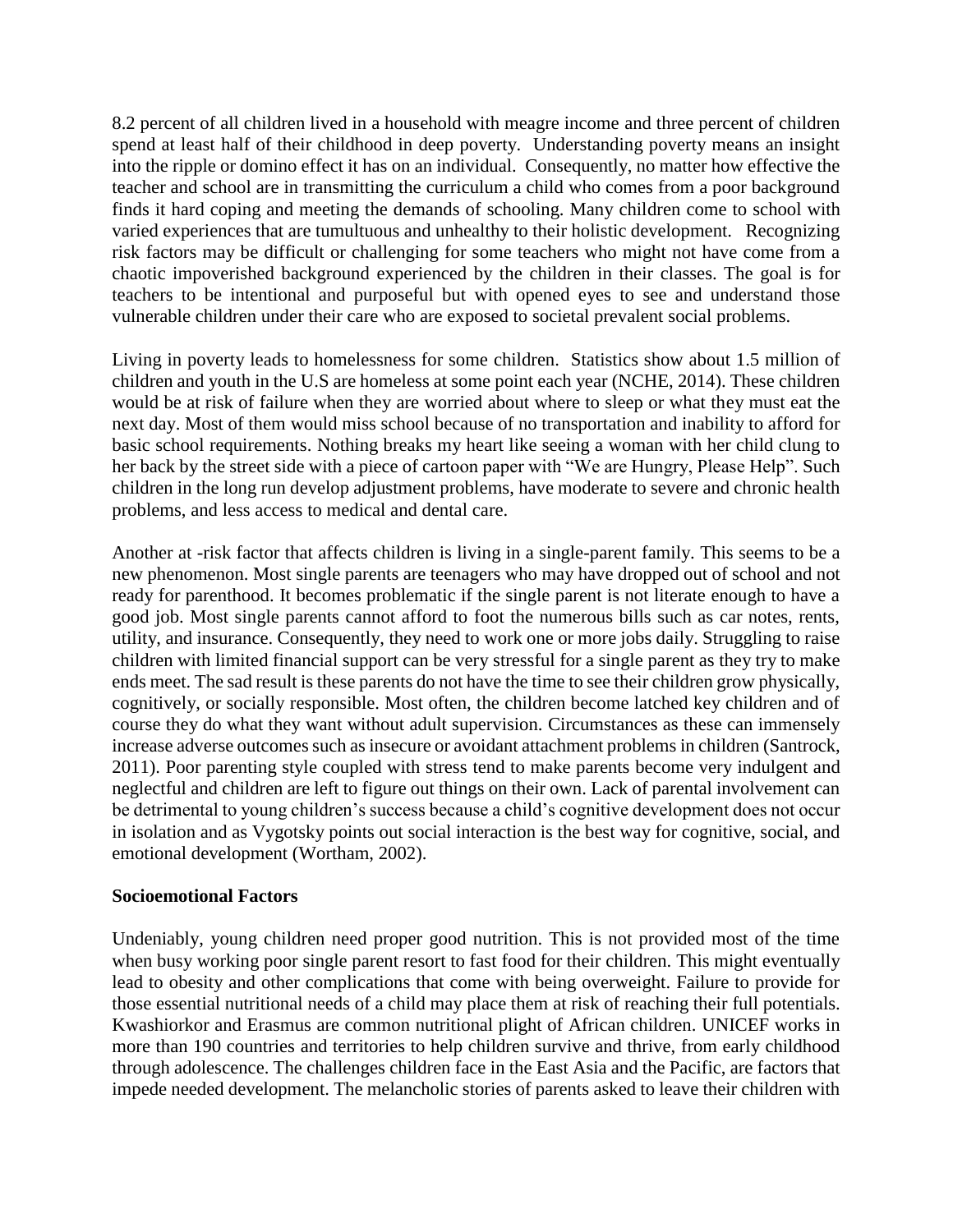8.2 percent of all children lived in a household with meagre income and three percent of children spend at least half of their childhood in deep poverty. Understanding poverty means an insight into the ripple or domino effect it has on an individual. Consequently, no matter how effective the teacher and school are in transmitting the curriculum a child who comes from a poor background finds it hard coping and meeting the demands of schooling. Many children come to school with varied experiences that are tumultuous and unhealthy to their holistic development. Recognizing risk factors may be difficult or challenging for some teachers who might not have come from a chaotic impoverished background experienced by the children in their classes. The goal is for teachers to be intentional and purposeful but with opened eyes to see and understand those vulnerable children under their care who are exposed to societal prevalent social problems.

Living in poverty leads to homelessness for some children. Statistics show about 1.5 million of children and youth in the U.S are homeless at some point each year (NCHE, 2014). These children would be at risk of failure when they are worried about where to sleep or what they must eat the next day. Most of them would miss school because of no transportation and inability to afford for basic school requirements. Nothing breaks my heart like seeing a woman with her child clung to her back by the street side with a piece of cartoon paper with "We are Hungry, Please Help". Such children in the long run develop adjustment problems, have moderate to severe and chronic health problems, and less access to medical and dental care.

Another at -risk factor that affects children is living in a single-parent family. This seems to be a new phenomenon. Most single parents are teenagers who may have dropped out of school and not ready for parenthood. It becomes problematic if the single parent is not literate enough to have a good job. Most single parents cannot afford to foot the numerous bills such as car notes, rents, utility, and insurance. Consequently, they need to work one or more jobs daily. Struggling to raise children with limited financial support can be very stressful for a single parent as they try to make ends meet. The sad result is these parents do not have the time to see their children grow physically, cognitively, or socially responsible. Most often, the children become latched key children and of course they do what they want without adult supervision. Circumstances as these can immensely increase adverse outcomes such as insecure or avoidant attachment problems in children (Santrock, 2011). Poor parenting style coupled with stress tend to make parents become very indulgent and neglectful and children are left to figure out things on their own. Lack of parental involvement can be detrimental to young children's success because a child's cognitive development does not occur in isolation and as Vygotsky points out social interaction is the best way for cognitive, social, and emotional development (Wortham, 2002).

**Socioemotional Factors**

Undeniably, young children need proper good nutrition. This is not provided most of the time when busy working poor single parent resort to fast food for their children. This might eventually lead to obesity and other complications that come with being overweight. Failure to provide for those essential nutritional needs of a child may place them at risk of reaching their full potentials. Kwashiorkor and Erasmus are common nutritional plight of African children. UNICEF works in more than 190 countries and territories to help children survive and thrive, from early childhood through adolescence. The challenges children face in the East Asia and the Pacific, are factors that impede needed development. The melancholic stories of parents asked to leave their children with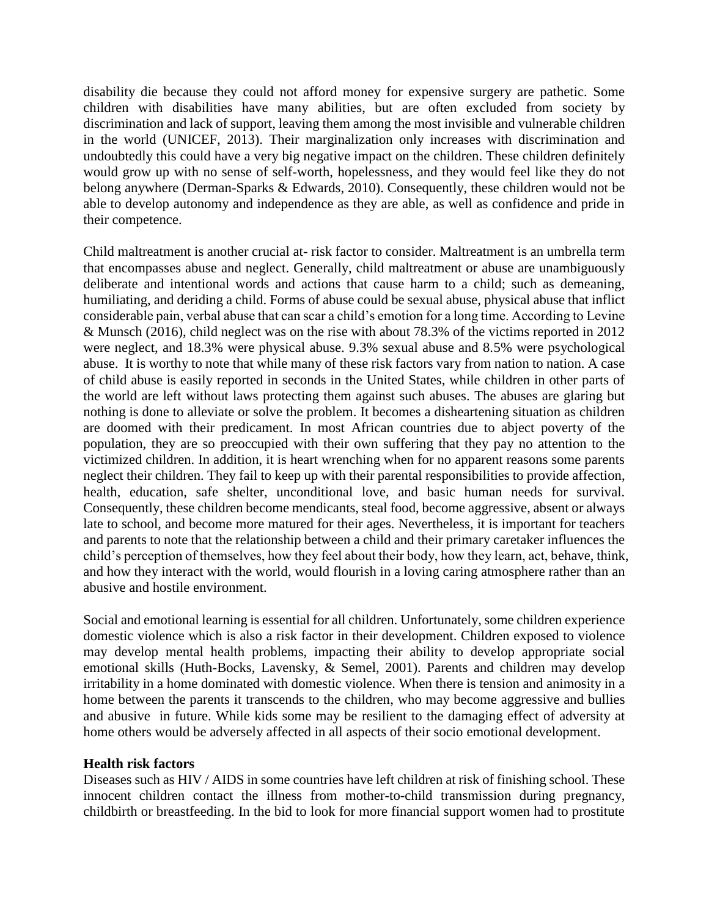disability die because they could not afford money for expensive surgery are pathetic. Some children with disabilities have many abilities, but are often excluded from society by discrimination and lack of support, leaving them among the most invisible and vulnerable children in the world (UNICEF, 2013). Their marginalization only increases with discrimination and undoubtedly this could have a very big negative impact on the children. These children definitely would grow up with no sense of self-worth, hopelessness, and they would feel like they do not belong anywhere (Derman-Sparks & Edwards, 2010). Consequently, these children would not be able to develop autonomy and independence as they are able, as well as confidence and pride in their competence.

Child maltreatment is another crucial at- risk factor to consider. Maltreatment is an umbrella term that encompasses abuse and neglect. Generally, child maltreatment or abuse are unambiguously deliberate and intentional words and actions that cause harm to a child; such as demeaning, humiliating, and deriding a child. Forms of abuse could be sexual abuse, physical abuse that inflict considerable pain, verbal abuse that can scar a child's emotion for a long time. According to Levine & Munsch (2016), child neglect was on the rise with about 78.3% of the victims reported in 2012 were neglect, and 18.3% were physical abuse. 9.3% sexual abuse and 8.5% were psychological abuse. It is worthy to note that while many of these risk factors vary from nation to nation. A case of child abuse is easily reported in seconds in the United States, while children in other parts of the world are left without laws protecting them against such abuses. The abuses are glaring but nothing is done to alleviate or solve the problem. It becomes a disheartening situation as children are doomed with their predicament. In most African countries due to abject poverty of the population, they are so preoccupied with their own suffering that they pay no attention to the victimized children. In addition, it is heart wrenching when for no apparent reasons some parents neglect their children. They fail to keep up with their parental responsibilities to provide affection, health, education, safe shelter, unconditional love, and basic human needs for survival. Consequently, these children become mendicants, steal food, become aggressive, absent or always late to school, and become more matured for their ages. Nevertheless, it is important for teachers and parents to note that the relationship between a child and their primary caretaker influences the child's perception of themselves, how they feel about their body, how they learn, act, behave, think, and how they interact with the world, would flourish in a loving caring atmosphere rather than an abusive and hostile environment.

Social and emotional learning is essential for all children. Unfortunately, some children experience domestic violence which is also a risk factor in their development. Children exposed to violence may develop mental health problems, impacting their ability to develop appropriate social emotional skills (Huth-Bocks, Lavensky, & Semel, 2001). Parents and children may develop irritability in a home dominated with domestic violence. When there is tension and animosity in a home between the parents it transcends to the children, who may become aggressive and bullies and abusive in future. While kids some may be resilient to the damaging effect of adversity at home others would be adversely affected in all aspects of their socio emotional development.

**Health risk factors**

Diseases such as HIV / AIDS in some countries have left children at risk of finishing school. These innocent children contact the illness from mother-to-child transmission during pregnancy, childbirth or breastfeeding. In the bid to look for more financial support women had to prostitute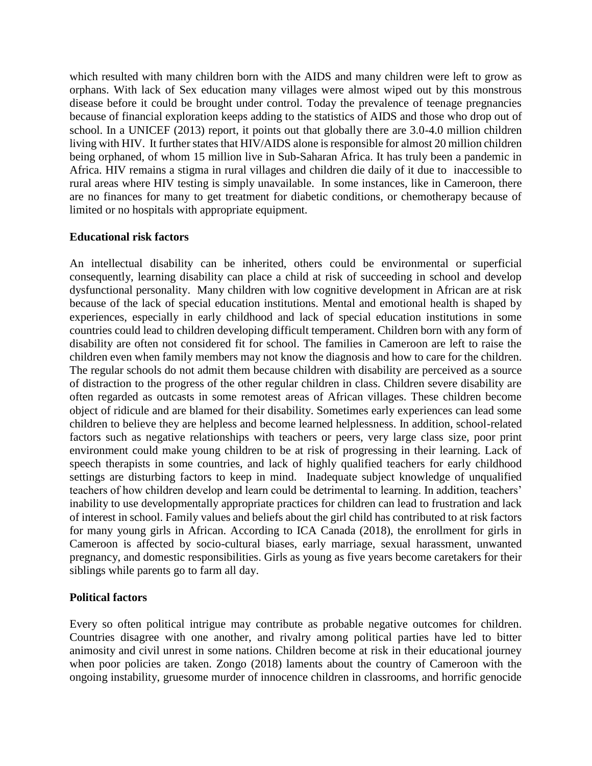which resulted with many children born with the AIDS and many children were left to grow as orphans. With lack of Sex education many villages were almost wiped out by this monstrous disease before it could be brought under control. Today the prevalence of teenage pregnancies because of financial exploration keeps adding to the statistics of AIDS and those who drop out of school. In a UNICEF (2013) report, it points out that globally there are 3.0-4.0 million children living with HIV. It further states that HIV/AIDS alone is responsible for almost 20 million children being orphaned, of whom 15 million live in Sub-Saharan Africa. It has truly been a pandemic in Africa. HIV remains a stigma in rural villages and children die daily of it due to inaccessible to rural areas where HIV testing is simply unavailable. In some instances, like in Cameroon, there are no finances for many to get treatment for diabetic conditions, or chemotherapy because of limited or no hospitals with appropriate equipment.

**Educational risk factors**

An intellectual disability can be inherited, others could be environmental or superficial consequently, learning disability can place a child at risk of succeeding in school and develop dysfunctional personality. Many children with low cognitive development in African are at risk because of the lack of special education institutions. Mental and emotional health is shaped by experiences, especially in early childhood and lack of special education institutions in some countries could lead to children developing difficult temperament. Children born with any form of disability are often not considered fit for school. The families in Cameroon are left to raise the children even when family members may not know the diagnosis and how to care for the children. The regular schools do not admit them because children with disability are perceived as a source of distraction to the progress of the other regular children in class. Children severe disability are often regarded as outcasts in some remotest areas of African villages. These children become object of ridicule and are blamed for their disability. Sometimes early experiences can lead some children to believe they are helpless and become learned helplessness. In addition, school-related factors such as negative relationships with teachers or peers, very large class size, poor print environment could make young children to be at risk of progressing in their learning. Lack of speech therapists in some countries, and lack of highly qualified teachers for early childhood settings are disturbing factors to keep in mind. Inadequate subject knowledge of unqualified teachers of how children develop and learn could be detrimental to learning. In addition, teachers' inability to use developmentally appropriate practices for children can lead to frustration and lack of interest in school. Family values and beliefs about the girl child has contributed to at risk factors for many young girls in African. According to ICA Canada (2018), the enrollment for girls in Cameroon is affected by socio-cultural biases, early marriage, sexual harassment, unwanted pregnancy, and domestic responsibilities. Girls as young as five years become caretakers for their siblings while parents go to farm all day.

**Political factors**

Every so often political intrigue may contribute as probable negative outcomes for children. Countries disagree with one another, and rivalry among political parties have led to bitter animosity and civil unrest in some nations. Children become at risk in their educational journey when poor policies are taken. Zongo (2018) laments about the country of Cameroon with the ongoing instability, gruesome murder of innocence children in classrooms, and horrific genocide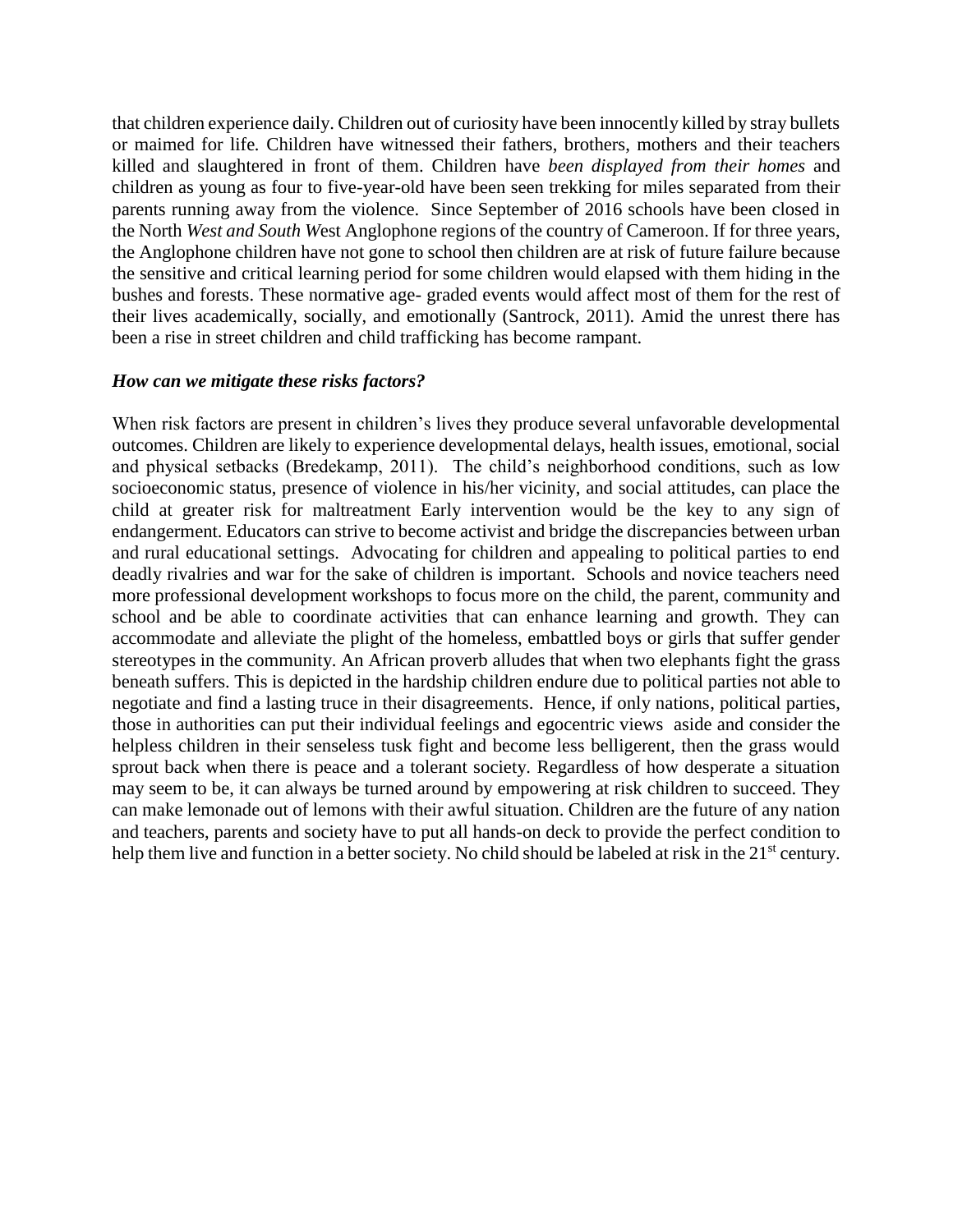that children experience daily. Children out of curiosity have been innocently killed by stray bullets or maimed for life. Children have witnessed their fathers, brothers, mothers and their teachers killed and slaughtered in front of them. Children have *been displayed from their homes* and children as young as four to five-year-old have been seen trekking for miles separated from their parents running away from the violence. Since September of 2016 schools have been closed in the North *West and South W*est Anglophone regions of the country of Cameroon. If for three years, the Anglophone children have not gone to school then children are at risk of future failure because the sensitive and critical learning period for some children would elapsed with them hiding in the bushes and forests. These normative age- graded events would affect most of them for the rest of their lives academically, socially, and emotionally (Santrock, 2011). Amid the unrest there has been a rise in street children and child trafficking has become rampant.

***How can we mitigate these risks factors?***

When risk factors are present in children's lives they produce several unfavorable developmental outcomes. Children are likely to experience developmental delays, health issues, emotional, social and physical setbacks (Bredekamp, 2011). The child's neighborhood conditions, such as low socioeconomic status, presence of violence in his/her vicinity, and social attitudes, can place the child at greater risk for maltreatment Early intervention would be the key to any sign of endangerment. Educators can strive to become activist and bridge the discrepancies between urban and rural educational settings. Advocating for children and appealing to political parties to end deadly rivalries and war for the sake of children is important. Schools and novice teachers need more professional development workshops to focus more on the child, the parent, community and school and be able to coordinate activities that can enhance learning and growth. They can accommodate and alleviate the plight of the homeless, embattled boys or girls that suffer gender stereotypes in the community. An African proverb alludes that when two elephants fight the grass beneath suffers. This is depicted in the hardship children endure due to political parties not able to negotiate and find a lasting truce in their disagreements. Hence, if only nations, political parties, those in authorities can put their individual feelings and egocentric views aside and consider the helpless children in their senseless tusk fight and become less belligerent, then the grass would sprout back when there is peace and a tolerant society. Regardless of how desperate a situation may seem to be, it can always be turned around by empowering at risk children to succeed. They can make lemonade out of lemons with their awful situation. Children are the future of any nation and teachers, parents and society have to put all hands-on deck to provide the perfect condition to help them live and function in a better society. No child should be labeled at risk in the 21st century.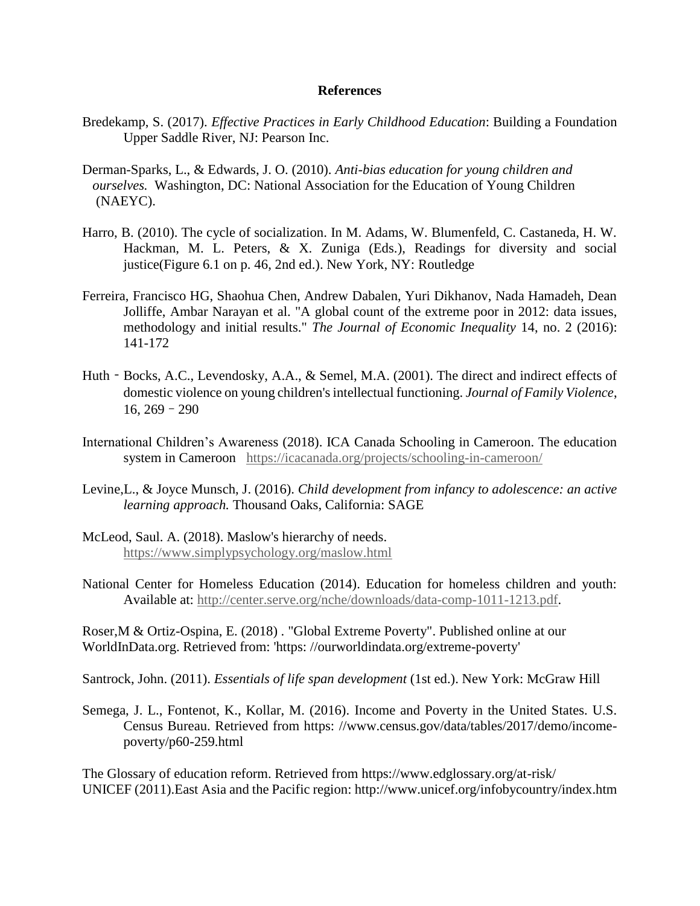# References

Bredekamp, S. (2017). *Effective Practices in Early Childhood Education*: Building a Foundation Upper Saddle River, NJ: Pearson Inc.

Derman-Sparks, L., & Edwards, J. O. (2010). *Anti-bias education for young children and ourselves.* Washington, DC: National Association for the Education of Young Children (NAEYC).

Harro, B. (2010). The cycle of socialization. In M. Adams, W. Blumenfeld, C. Castaneda, H. W. Hackman, M. L. Peters, & X. Zuniga (Eds.), Readings for diversity and social justice(Figure 6.1 on p. 46, 2nd ed.). New York, NY: Routledge

Ferreira, Francisco HG, Shaohua Chen, Andrew Dabalen, Yuri Dikhanov, Nada Hamadeh, Dean Jolliffe, Ambar Narayan et al. "A global count of the extreme poor in 2012: data issues, methodology and initial results." *The Journal of Economic Inequality* 14, no. 2 (2016): 141-172

Huth‐Bocks, A.C., Levendosky, A.A., & Semel, M.A. (2001). The direct and indirect effects of domestic violence on young children's intellectual functioning. *Journal of Family Violence*, 16, 269‐290

International Children's Awareness (2018). ICA Canada Schooling in Cameroon. The education system in Cameroon https://icacanada.org/projects/schooling-in-cameroon/

Levine,L., & Joyce Munsch, J. (2016). *Child development from infancy to adolescence: an active learning approach.* Thousand Oaks, California: SAGE

McLeod, Saul. A. (2018). Maslow's hierarchy of needs. https://www.simplypsychology.org/maslow.html

National Center for Homeless Education (2014). Education for homeless children and youth: Available at: http://center.serve.org/nche/downloads/data-comp-1011-1213.pdf.

Roser,M & Ortiz-Ospina, E. (2018) . "Global Extreme Poverty". Published online at our WorldInData.org. Retrieved from: 'https: //ourworldindata.org/extreme-poverty'

Santrock, John. (2011). *Essentials of life span development* (1st ed.). New York: McGraw Hill

Semega, J. L., Fontenot, K., Kollar, M. (2016). Income and Poverty in the United States. U.S. Census Bureau. Retrieved from https: //www.census.gov/data/tables/2017/demo/income-poverty/p60-259.html

The Glossary of education reform. Retrieved from https://www.edglossary.org/at-risk/
UNICEF (2011).East Asia and the Pacific region: http://www.unicef.org/infobycountry/index.htm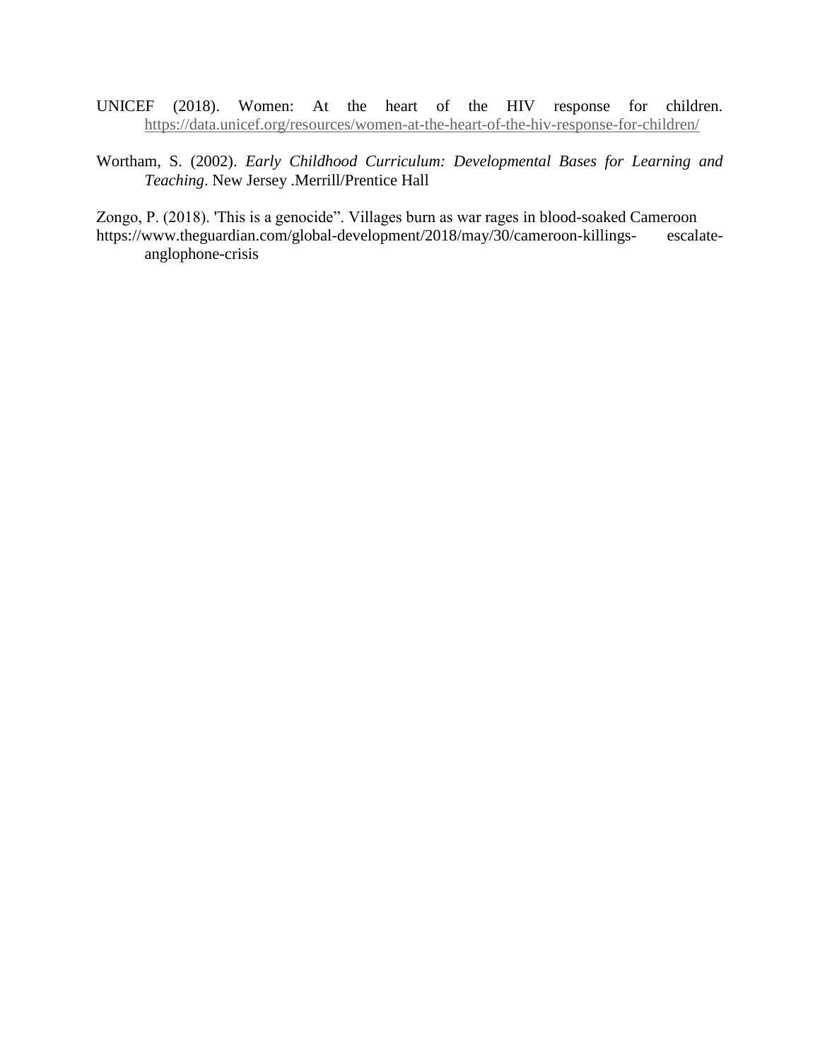UNICEF (2018). Women: At the heart of the HIV response for children. https://data.unicef.org/resources/women-at-the-heart-of-the-hiv-response-for-children/

Wortham, S. (2002). *Early Childhood Curriculum: Developmental Bases for Learning and Teaching*. New Jersey .Merrill/Prentice Hall

Zongo, P. (2018). 'This is a genocide". Villages burn as war rages in blood-soaked Cameroon https://www.theguardian.com/global-development/2018/may/30/cameroon-killings- escalate-anglophone-crisis